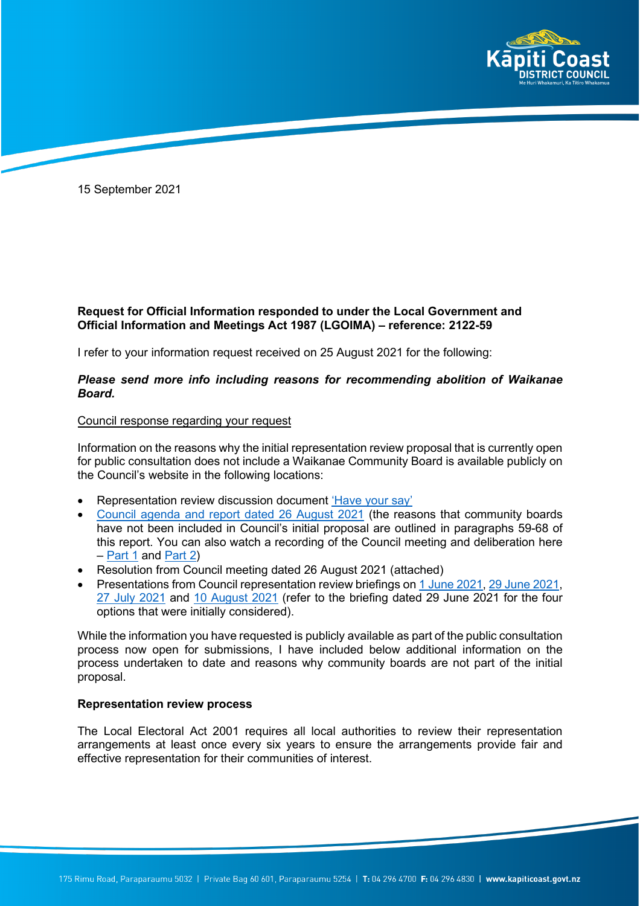15 September 2021

**Request for Official Information responded to under the Local Government and Official Information and Meetings Act 1987 (LGOIMA) – reference: 2122-59**

I refer to your information request received on 25 August 2021 for the following:

***Please send more info including reasons for recommending abolition of Waikanae Board.***

Council response regarding your request

Information on the reasons why the initial representation review proposal that is currently open for public consultation does not include a Waikanae Community Board is available publicly on the Council's website in the following locations:

- Representation review discussion document 'Have your say'
- Council agenda and report dated 26 August 2021 (the reasons that community boards have not been included in Council's initial proposal are outlined in paragraphs 59-68 of this report. You can also watch a recording of the Council meeting and deliberation here – Part 1 and Part 2)
- Resolution from Council meeting dated 26 August 2021 (attached)
- Presentations from Council representation review briefings on 1 June 2021, 29 June 2021, 27 July 2021 and 10 August 2021 (refer to the briefing dated 29 June 2021 for the four options that were initially considered).

While the information you have requested is publicly available as part of the public consultation process now open for submissions, I have included below additional information on the process undertaken to date and reasons why community boards are not part of the initial proposal.

**Representation review process**

The Local Electoral Act 2001 requires all local authorities to review their representation arrangements at least once every six years to ensure the arrangements provide fair and effective representation for their communities of interest.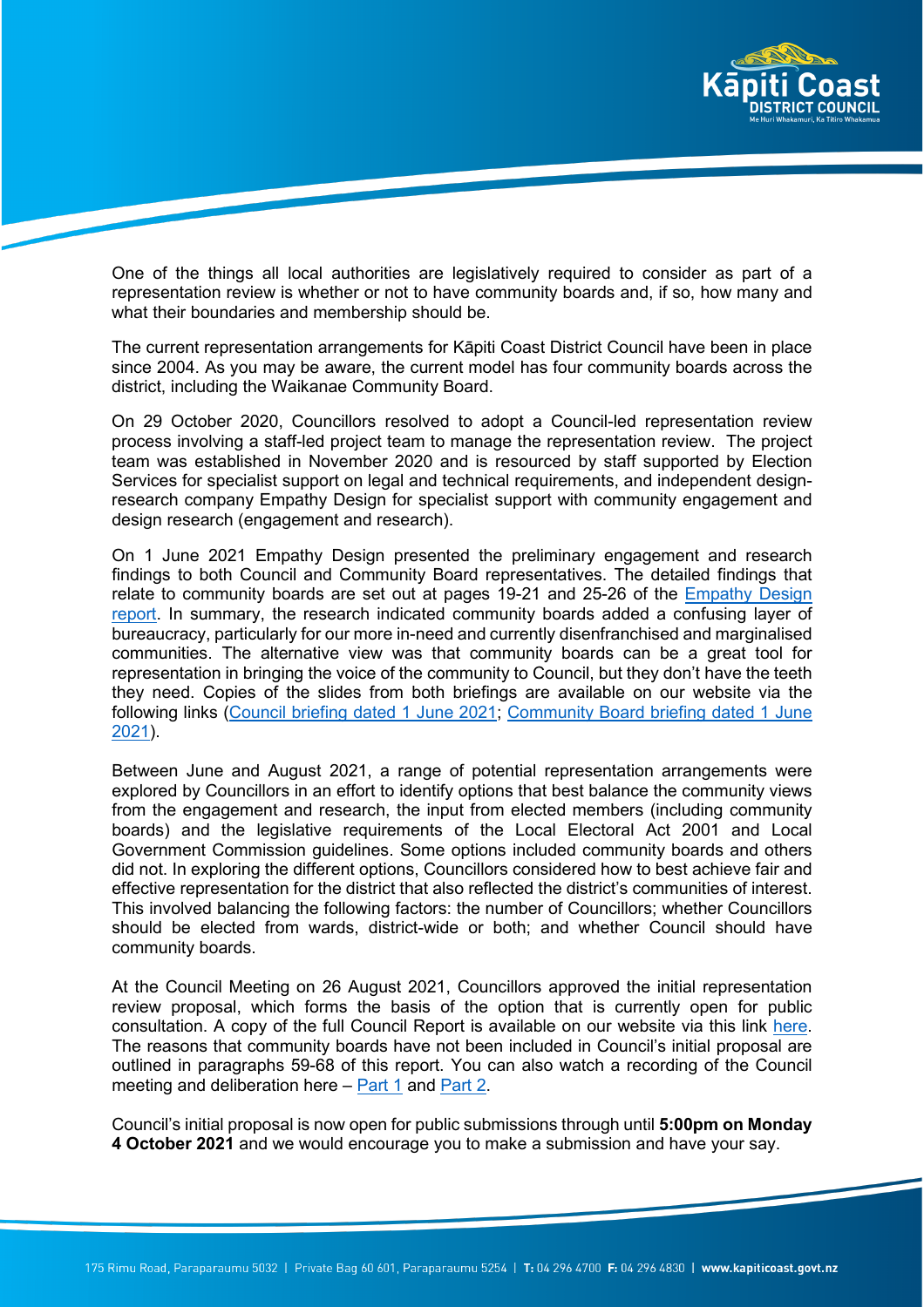One of the things all local authorities are legislatively required to consider as part of a representation review is whether or not to have community boards and, if so, how many and what their boundaries and membership should be.

The current representation arrangements for Kāpiti Coast District Council have been in place since 2004. As you may be aware, the current model has four community boards across the district, including the Waikanae Community Board.

On 29 October 2020, Councillors resolved to adopt a Council-led representation review process involving a staff-led project team to manage the representation review. The project team was established in November 2020 and is resourced by staff supported by Election Services for specialist support on legal and technical requirements, and independent design-research company Empathy Design for specialist support with community engagement and design research (engagement and research).

On 1 June 2021 Empathy Design presented the preliminary engagement and research findings to both Council and Community Board representatives. The detailed findings that relate to community boards are set out at pages 19-21 and 25-26 of the Empathy Design report. In summary, the research indicated community boards added a confusing layer of bureaucracy, particularly for our more in-need and currently disenfranchised and marginalised communities. The alternative view was that community boards can be a great tool for representation in bringing the voice of the community to Council, but they don't have the teeth they need. Copies of the slides from both briefings are available on our website via the following links (Council briefing dated 1 June 2021; Community Board briefing dated 1 June 2021).

Between June and August 2021, a range of potential representation arrangements were explored by Councillors in an effort to identify options that best balance the community views from the engagement and research, the input from elected members (including community boards) and the legislative requirements of the Local Electoral Act 2001 and Local Government Commission guidelines. Some options included community boards and others did not. In exploring the different options, Councillors considered how to best achieve fair and effective representation for the district that also reflected the district's communities of interest. This involved balancing the following factors: the number of Councillors; whether Councillors should be elected from wards, district-wide or both; and whether Council should have community boards.

At the Council Meeting on 26 August 2021, Councillors approved the initial representation review proposal, which forms the basis of the option that is currently open for public consultation. A copy of the full Council Report is available on our website via this link here. The reasons that community boards have not been included in Council's initial proposal are outlined in paragraphs 59-68 of this report. You can also watch a recording of the Council meeting and deliberation here – Part 1 and Part 2.

Council's initial proposal is now open for public submissions through until **5:00pm on Monday 4 October 2021** and we would encourage you to make a submission and have your say.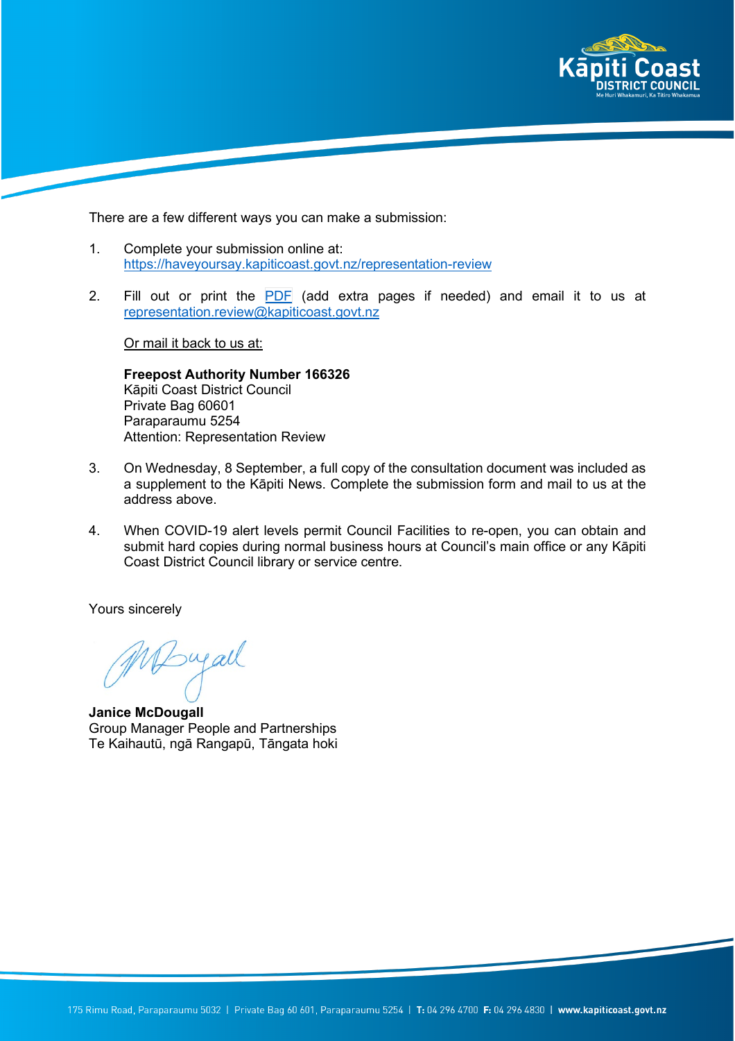There are a few different ways you can make a submission:

1. Complete your submission online at: https://haveyoursay.kapiticoast.govt.nz/representation-review

2. Fill out or print the PDF (add extra pages if needed) and email it to us at representation.review@kapiticoast.govt.nz

   Or mail it back to us at:

   **Freepost Authority Number 166326**
   Kāpiti Coast District Council
   Private Bag 60601
   Paraparaumu 5254
   Attention: Representation Review

3. On Wednesday, 8 September, a full copy of the consultation document was included as a supplement to the Kāpiti News. Complete the submission form and mail to us at the address above.

4. When COVID-19 alert levels permit Council Facilities to re-open, you can obtain and submit hard copies during normal business hours at Council's main office or any Kāpiti Coast District Council library or service centre.

Yours sincerely

**Janice McDougall**
Group Manager People and Partnerships
Te Kaihautū, ngā Rangapū, Tāngata hoki